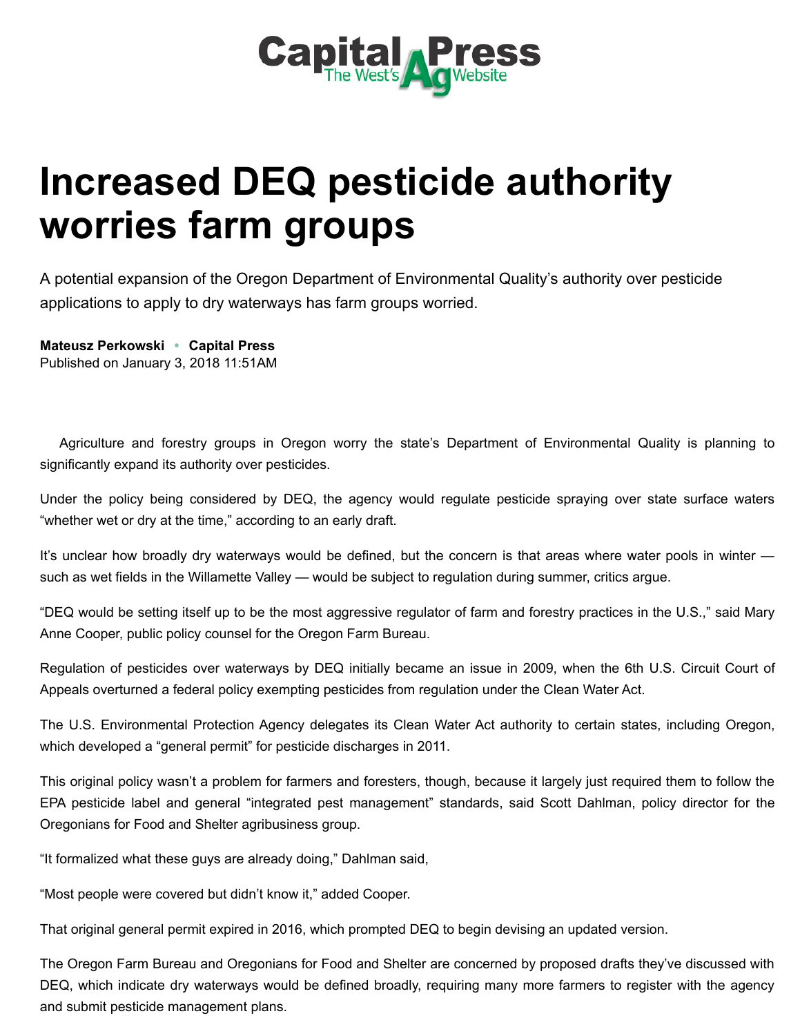Capital Press
The West's Ag Website

# Increased DEQ pesticide authority worries farm groups

A potential expansion of the Oregon Department of Environmental Quality's authority over pesticide applications to apply to dry waterways has farm groups worried.

**Mateusz Perkowski • Capital Press**
Published on January 3, 2018 11:51AM

Agriculture and forestry groups in Oregon worry the state's Department of Environmental Quality is planning to significantly expand its authority over pesticides.

Under the policy being considered by DEQ, the agency would regulate pesticide spraying over state surface waters "whether wet or dry at the time," according to an early draft.

It's unclear how broadly dry waterways would be defined, but the concern is that areas where water pools in winter — such as wet fields in the Willamette Valley — would be subject to regulation during summer, critics argue.

"DEQ would be setting itself up to be the most aggressive regulator of farm and forestry practices in the U.S.," said Mary Anne Cooper, public policy counsel for the Oregon Farm Bureau.

Regulation of pesticides over waterways by DEQ initially became an issue in 2009, when the 6th U.S. Circuit Court of Appeals overturned a federal policy exempting pesticides from regulation under the Clean Water Act.

The U.S. Environmental Protection Agency delegates its Clean Water Act authority to certain states, including Oregon, which developed a "general permit" for pesticide discharges in 2011.

This original policy wasn't a problem for farmers and foresters, though, because it largely just required them to follow the EPA pesticide label and general "integrated pest management" standards, said Scott Dahlman, policy director for the Oregonians for Food and Shelter agribusiness group.

"It formalized what these guys are already doing," Dahlman said,

"Most people were covered but didn't know it," added Cooper.

That original general permit expired in 2016, which prompted DEQ to begin devising an updated version.

The Oregon Farm Bureau and Oregonians for Food and Shelter are concerned by proposed drafts they've discussed with DEQ, which indicate dry waterways would be defined broadly, requiring many more farmers to register with the agency and submit pesticide management plans.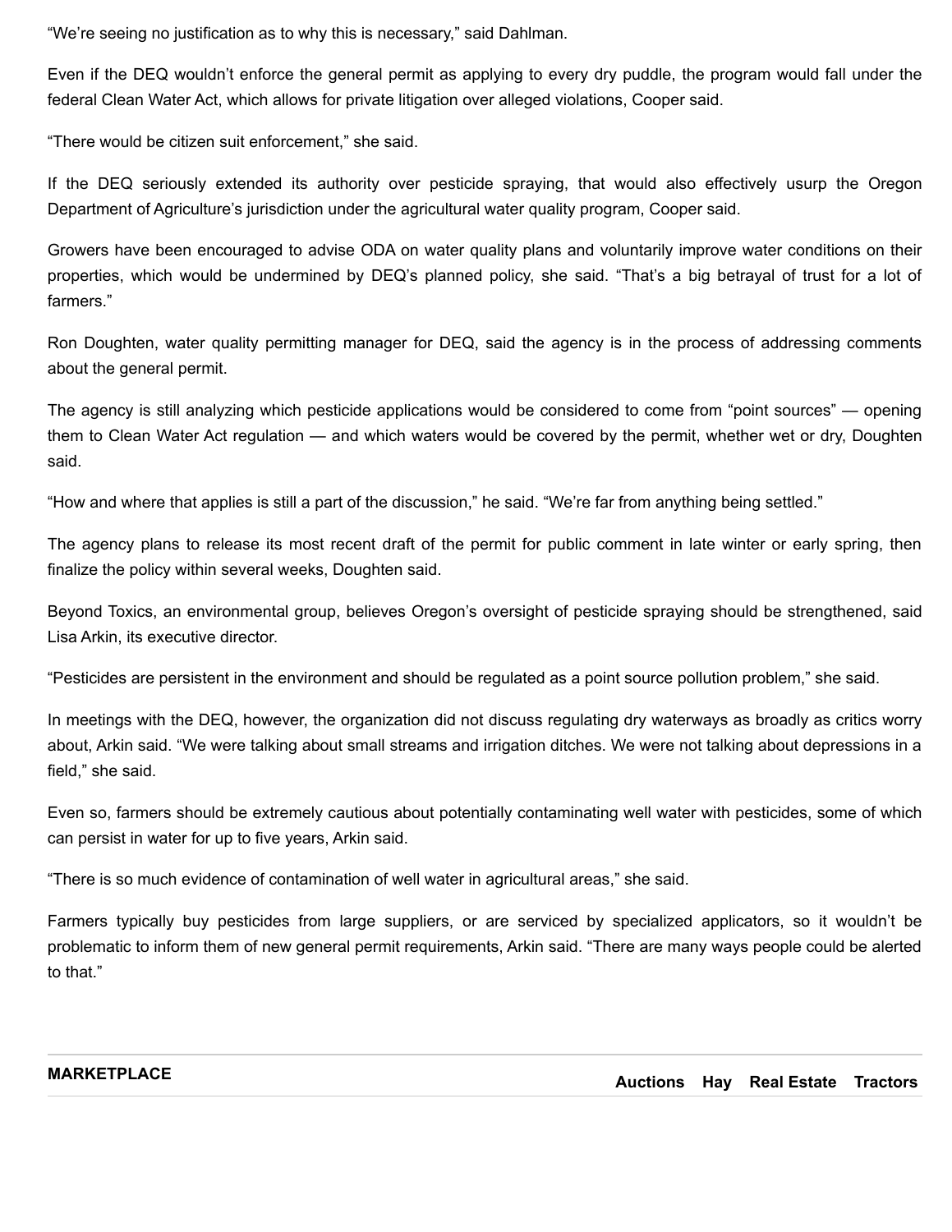"We're seeing no justification as to why this is necessary," said Dahlman.

Even if the DEQ wouldn't enforce the general permit as applying to every dry puddle, the program would fall under the federal Clean Water Act, which allows for private litigation over alleged violations, Cooper said.

"There would be citizen suit enforcement," she said.

If the DEQ seriously extended its authority over pesticide spraying, that would also effectively usurp the Oregon Department of Agriculture's jurisdiction under the agricultural water quality program, Cooper said.

Growers have been encouraged to advise ODA on water quality plans and voluntarily improve water conditions on their properties, which would be undermined by DEQ's planned policy, she said. "That's a big betrayal of trust for a lot of farmers."

Ron Doughten, water quality permitting manager for DEQ, said the agency is in the process of addressing comments about the general permit.

The agency is still analyzing which pesticide applications would be considered to come from "point sources" — opening them to Clean Water Act regulation — and which waters would be covered by the permit, whether wet or dry, Doughten said.

"How and where that applies is still a part of the discussion," he said. "We're far from anything being settled."

The agency plans to release its most recent draft of the permit for public comment in late winter or early spring, then finalize the policy within several weeks, Doughten said.

Beyond Toxics, an environmental group, believes Oregon's oversight of pesticide spraying should be strengthened, said Lisa Arkin, its executive director.

"Pesticides are persistent in the environment and should be regulated as a point source pollution problem," she said.

In meetings with the DEQ, however, the organization did not discuss regulating dry waterways as broadly as critics worry about, Arkin said. "We were talking about small streams and irrigation ditches. We were not talking about depressions in a field," she said.

Even so, farmers should be extremely cautious about potentially contaminating well water with pesticides, some of which can persist in water for up to five years, Arkin said.

"There is so much evidence of contamination of well water in agricultural areas," she said.

Farmers typically buy pesticides from large suppliers, or are serviced by specialized applicators, so it wouldn't be problematic to inform them of new general permit requirements, Arkin said. "There are many ways people could be alerted to that."

**MARKETPLACE**

**Auctions** **Hay** **Real Estate** **Tractors**